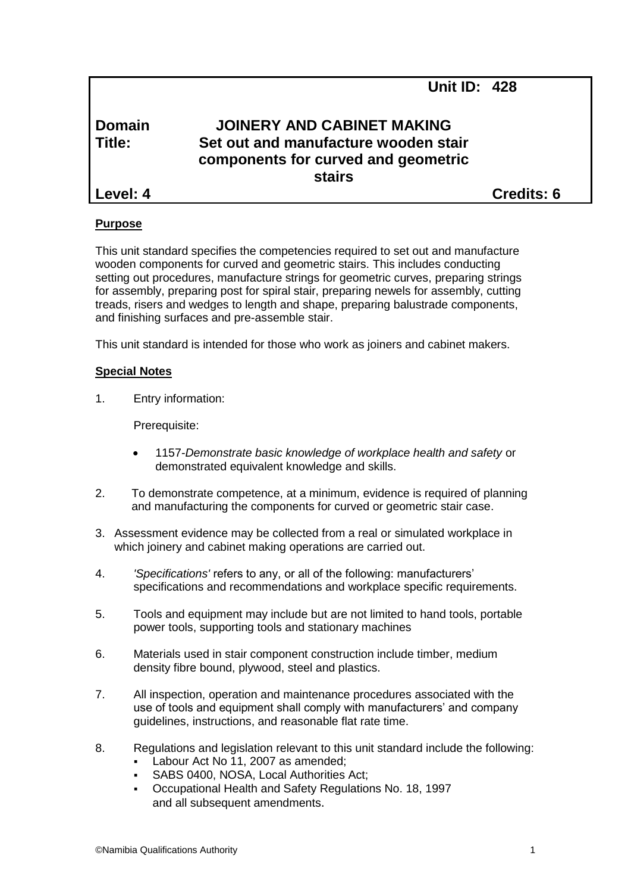| | Unit ID: 428 |
|---|---|
| **Domain** | **JOINERY AND CABINET MAKING** |
| **Title:** | **Set out and manufacture wooden stair components for curved and geometric stairs** |
| **Level: 4** | **Credits: 6** |

**Purpose**

This unit standard specifies the competencies required to set out and manufacture wooden components for curved and geometric stairs. This includes conducting setting out procedures, manufacture strings for geometric curves, preparing strings for assembly, preparing post for spiral stair, preparing newels for assembly, cutting treads, risers and wedges to length and shape, preparing balustrade components, and finishing surfaces and pre-assemble stair.

This unit standard is intended for those who work as joiners and cabinet makers.

**Special Notes**

1. Entry information:

   Prerequisite:

   - 1157-*Demonstrate basic knowledge of workplace health and safety* or demonstrated equivalent knowledge and skills.

2. To demonstrate competence, at a minimum, evidence is required of planning and manufacturing the components for curved or geometric stair case.

3. Assessment evidence may be collected from a real or simulated workplace in which joinery and cabinet making operations are carried out.

4. *'Specifications'* refers to any, or all of the following: manufacturers' specifications and recommendations and workplace specific requirements.

5. Tools and equipment may include but are not limited to hand tools, portable power tools, supporting tools and stationary machines

6. Materials used in stair component construction include timber, medium density fibre bound, plywood, steel and plastics.

7. All inspection, operation and maintenance procedures associated with the use of tools and equipment shall comply with manufacturers' and company guidelines, instructions, and reasonable flat rate time.

8. Regulations and legislation relevant to this unit standard include the following:
   - Labour Act No 11, 2007 as amended;
   - SABS 0400, NOSA, Local Authorities Act;
   - Occupational Health and Safety Regulations No. 18, 1997 and all subsequent amendments.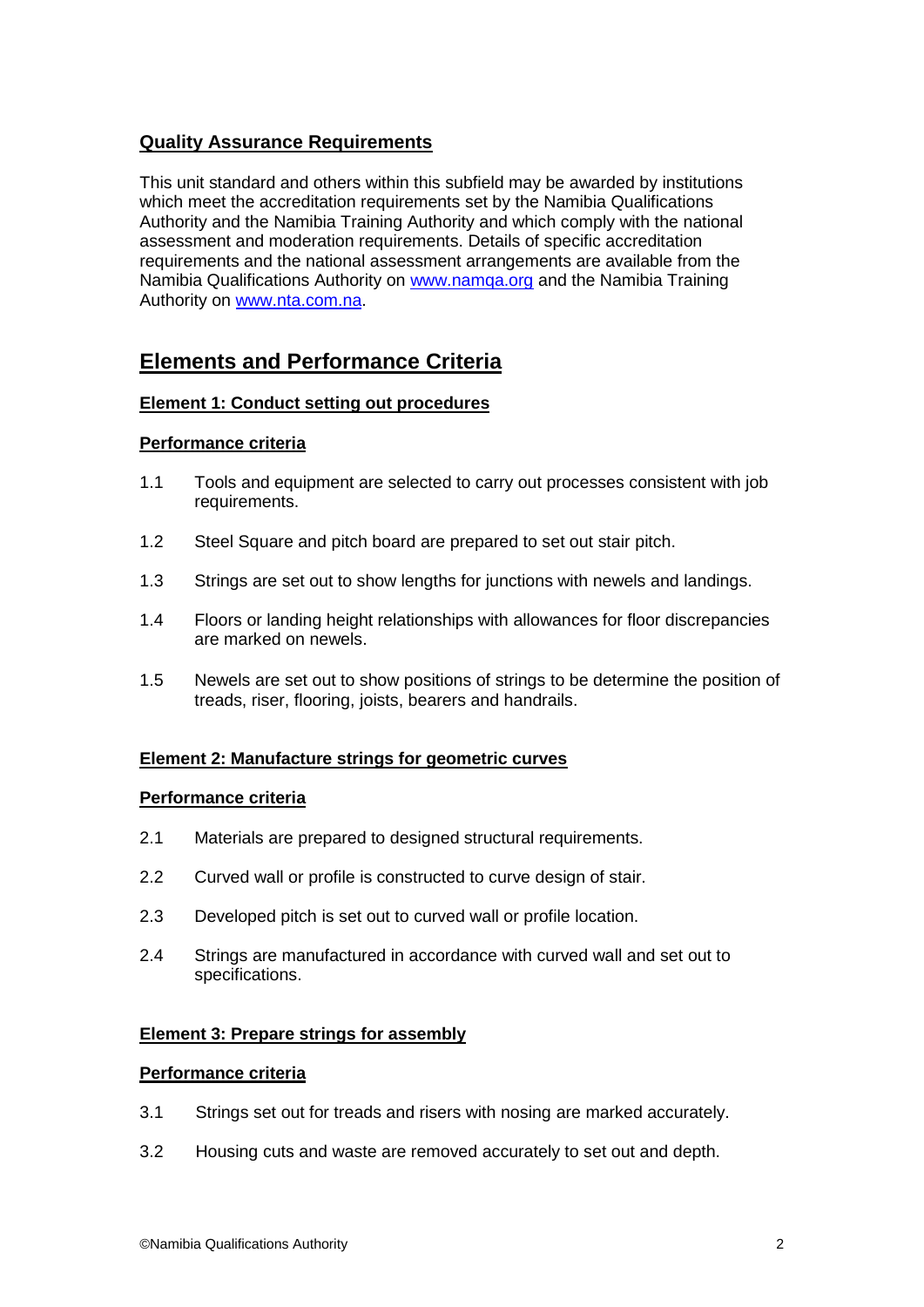## Quality Assurance Requirements

This unit standard and others within this subfield may be awarded by institutions which meet the accreditation requirements set by the Namibia Qualifications Authority and the Namibia Training Authority and which comply with the national assessment and moderation requirements. Details of specific accreditation requirements and the national assessment arrangements are available from the Namibia Qualifications Authority on [www.namqa.org](www.namqa.org) and the Namibia Training Authority on [www.nta.com.na](www.nta.com.na).

# Elements and Performance Criteria

### Element 1: Conduct setting out procedures

**Performance criteria**

1.1 Tools and equipment are selected to carry out processes consistent with job requirements.

1.2 Steel Square and pitch board are prepared to set out stair pitch.

1.3 Strings are set out to show lengths for junctions with newels and landings.

1.4 Floors or landing height relationships with allowances for floor discrepancies are marked on newels.

1.5 Newels are set out to show positions of strings to be determine the position of treads, riser, flooring, joists, bearers and handrails.

### Element 2: Manufacture strings for geometric curves

**Performance criteria**

2.1 Materials are prepared to designed structural requirements.

2.2 Curved wall or profile is constructed to curve design of stair.

2.3 Developed pitch is set out to curved wall or profile location.

2.4 Strings are manufactured in accordance with curved wall and set out to specifications.

### Element 3: Prepare strings for assembly

**Performance criteria**

3.1 Strings set out for treads and risers with nosing are marked accurately.

3.2 Housing cuts and waste are removed accurately to set out and depth.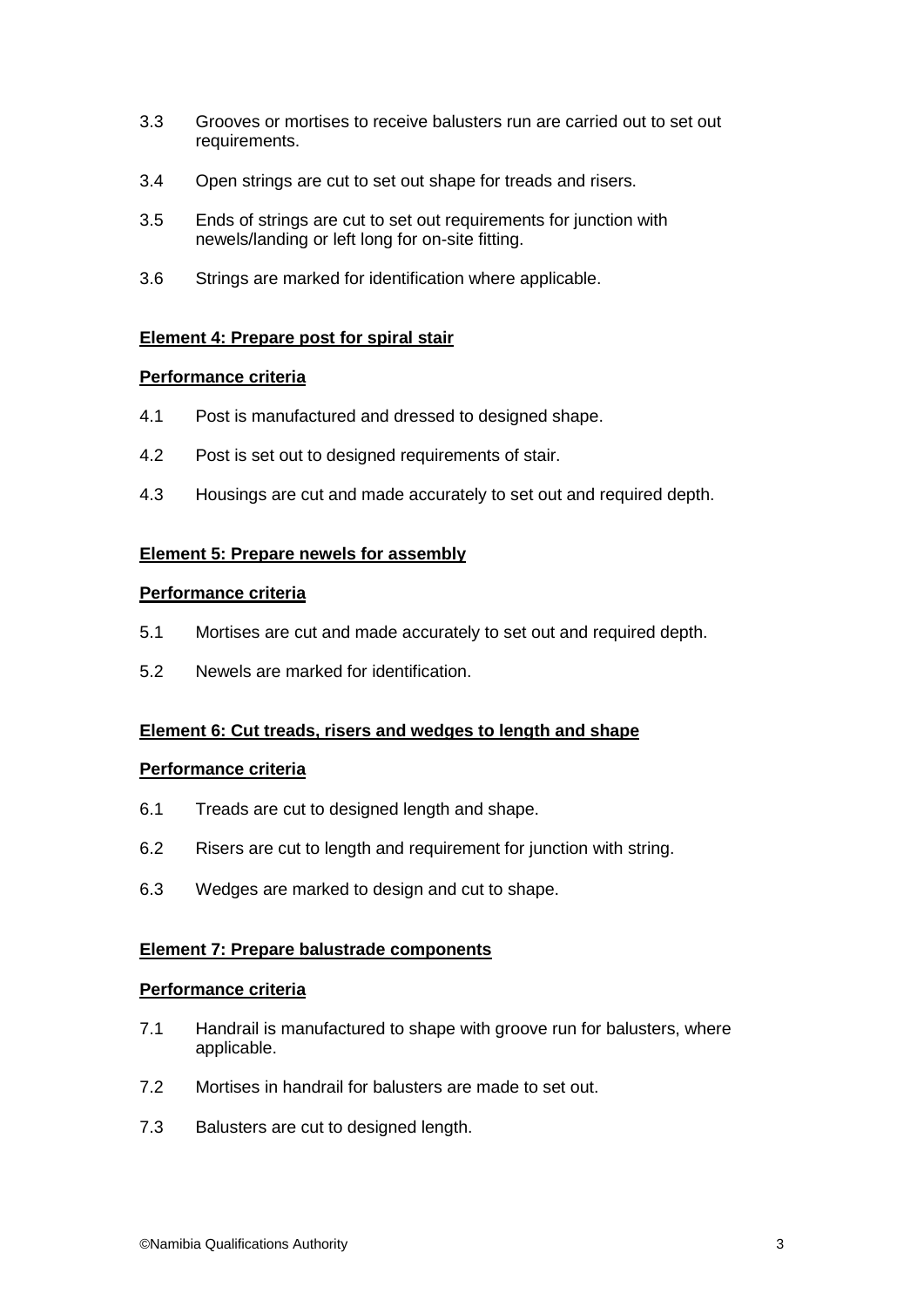3.3 Grooves or mortises to receive balusters run are carried out to set out requirements.

3.4 Open strings are cut to set out shape for treads and risers.

3.5 Ends of strings are cut to set out requirements for junction with newels/landing or left long for on-site fitting.

3.6 Strings are marked for identification where applicable.

**Element 4: Prepare post for spiral stair**

**Performance criteria**

4.1 Post is manufactured and dressed to designed shape.

4.2 Post is set out to designed requirements of stair.

4.3 Housings are cut and made accurately to set out and required depth.

**Element 5: Prepare newels for assembly**

**Performance criteria**

5.1 Mortises are cut and made accurately to set out and required depth.

5.2 Newels are marked for identification.

**Element 6: Cut treads, risers and wedges to length and shape**

**Performance criteria**

6.1 Treads are cut to designed length and shape.

6.2 Risers are cut to length and requirement for junction with string.

6.3 Wedges are marked to design and cut to shape.

**Element 7: Prepare balustrade components**

**Performance criteria**

7.1 Handrail is manufactured to shape with groove run for balusters, where applicable.

7.2 Mortises in handrail for balusters are made to set out.

7.3 Balusters are cut to designed length.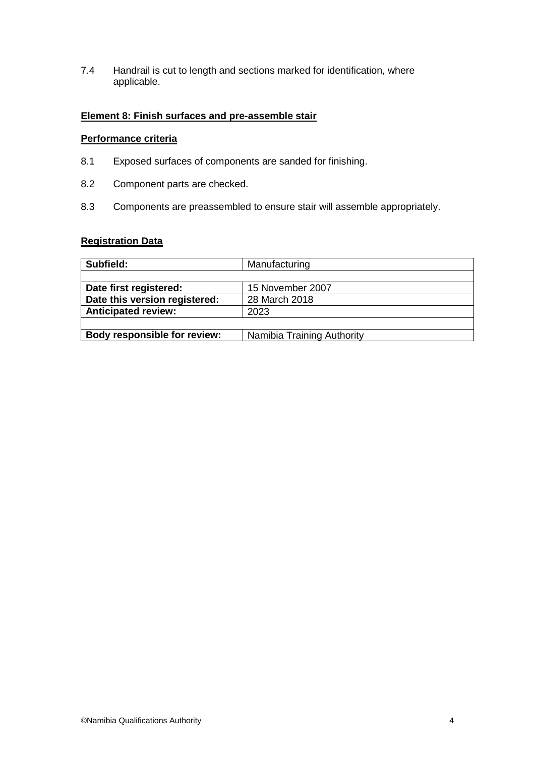7.4 Handrail is cut to length and sections marked for identification, where applicable.

**Element 8: Finish surfaces and pre-assemble stair**

**Performance criteria**

8.1 Exposed surfaces of components are sanded for finishing.

8.2 Component parts are checked.

8.3 Components are preassembled to ensure stair will assemble appropriately.

**Registration Data**

| | |
|---|---|
| **Subfield:** | Manufacturing |
| | |
| **Date first registered:** | 15 November 2007 |
| **Date this version registered:** | 28 March 2018 |
| **Anticipated review:** | 2023 |
| | |
| **Body responsible for review:** | Namibia Training Authority |

©Namibia Qualifications Authority